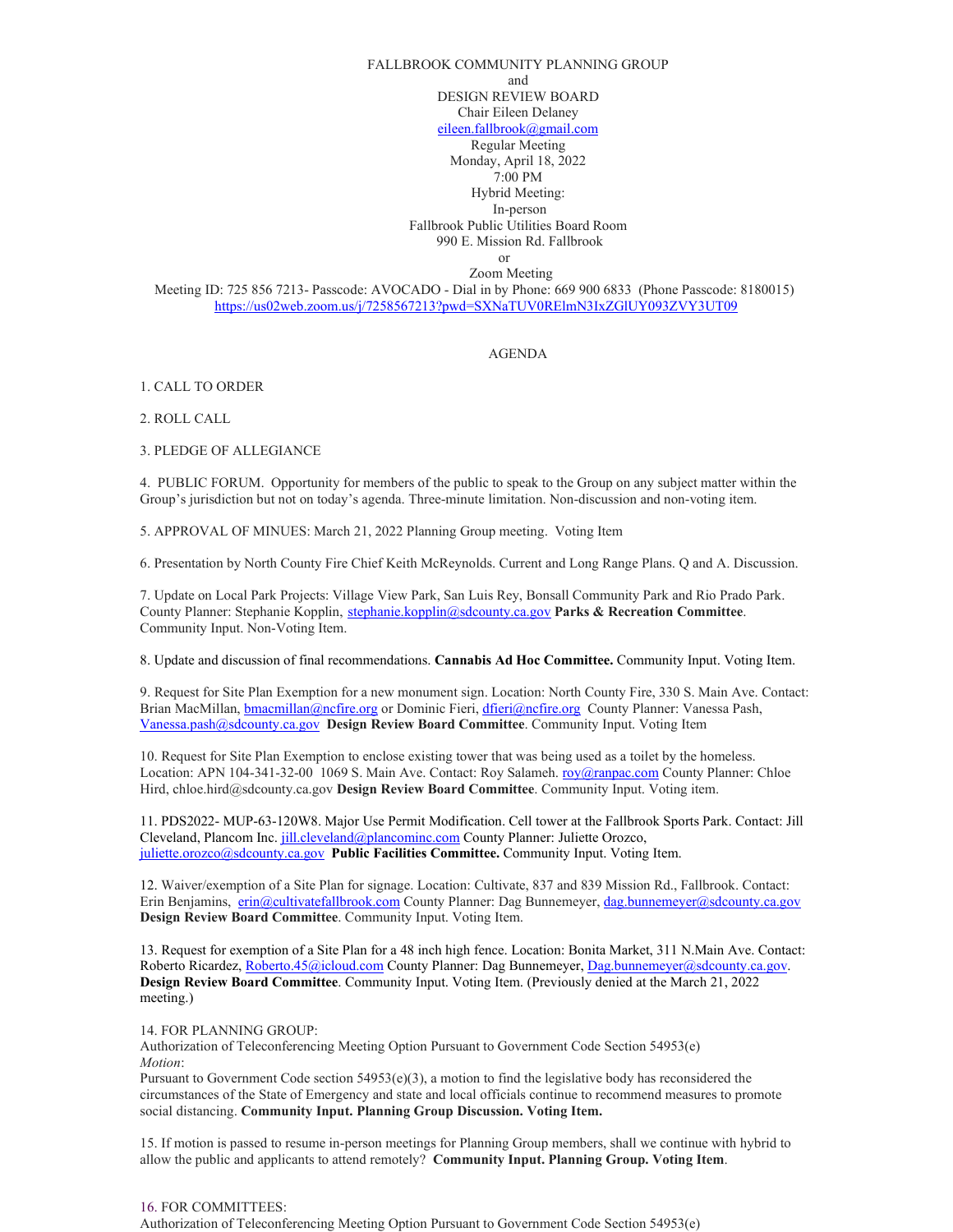FALLBROOK COMMUNITY PLANNING GROUP
and
DESIGN REVIEW BOARD
Chair Eileen Delaney
eileen.fallbrook@gmail.com
Regular Meeting
Monday, April 18, 2022
7:00 PM
Hybrid Meeting:
In-person
Fallbrook Public Utilities Board Room
990 E. Mission Rd. Fallbrook
or
Zoom Meeting
Meeting ID: 725 856 7213- Passcode: AVOCADO - Dial in by Phone: 669 900 6833 (Phone Passcode: 8180015)
https://us02web.zoom.us/j/7258567213?pwd=SXNaTUV0RElmN3IxZGlUY093ZVY3UT09

AGENDA

1. CALL TO ORDER

2. ROLL CALL

3. PLEDGE OF ALLEGIANCE

4. PUBLIC FORUM. Opportunity for members of the public to speak to the Group on any subject matter within the Group's jurisdiction but not on today's agenda. Three-minute limitation. Non-discussion and non-voting item.

5. APPROVAL OF MINUES: March 21, 2022 Planning Group meeting. Voting Item

6. Presentation by North County Fire Chief Keith McReynolds. Current and Long Range Plans. Q and A. Discussion.

7. Update on Local Park Projects: Village View Park, San Luis Rey, Bonsall Community Park and Rio Prado Park. County Planner: Stephanie Kopplin, stephanie.kopplin@sdcounty.ca.gov **Parks & Recreation Committee**. Community Input. Non-Voting Item.

8. Update and discussion of final recommendations. **Cannabis Ad Hoc Committee.** Community Input. Voting Item.

9. Request for Site Plan Exemption for a new monument sign. Location: North County Fire, 330 S. Main Ave. Contact: Brian MacMillan, bmacmillan@ncfire.org or Dominic Fieri, dfieri@ncfire.org County Planner: Vanessa Pash, Vanessa.pash@sdcounty.ca.gov **Design Review Board Committee**. Community Input. Voting Item

10. Request for Site Plan Exemption to enclose existing tower that was being used as a toilet by the homeless. Location: APN 104-341-32-00 1069 S. Main Ave. Contact: Roy Salameh. roy@ranpac.com County Planner: Chloe Hird, chloe.hird@sdcounty.ca.gov **Design Review Board Committee**. Community Input. Voting item.

11. PDS2022- MUP-63-120W8. Major Use Permit Modification. Cell tower at the Fallbrook Sports Park. Contact: Jill Cleveland, Plancom Inc. jill.cleveland@plancominc.com County Planner: Juliette Orozco, juliette.orozco@sdcounty.ca.gov **Public Facilities Committee.** Community Input. Voting Item.

12. Waiver/exemption of a Site Plan for signage. Location: Cultivate, 837 and 839 Mission Rd., Fallbrook. Contact: Erin Benjamins, erin@cultivatefallbrook.com County Planner: Dag Bunnemeyer, dag.bunnemeyer@sdcounty.ca.gov **Design Review Board Committee**. Community Input. Voting Item.

13. Request for exemption of a Site Plan for a 48 inch high fence. Location: Bonita Market, 311 N.Main Ave. Contact: Roberto Ricardez, Roberto.45@icloud.com County Planner: Dag Bunnemeyer, Dag.bunnemeyer@sdcounty.ca.gov. **Design Review Board Committee**. Community Input. Voting Item. (Previously denied at the March 21, 2022 meeting.)

14. FOR PLANNING GROUP:
Authorization of Teleconferencing Meeting Option Pursuant to Government Code Section 54953(e)
*Motion*:
Pursuant to Government Code section 54953(e)(3), a motion to find the legislative body has reconsidered the circumstances of the State of Emergency and state and local officials continue to recommend measures to promote social distancing. **Community Input. Planning Group Discussion. Voting Item.**

15. If motion is passed to resume in-person meetings for Planning Group members, shall we continue with hybrid to allow the public and applicants to attend remotely? **Community Input. Planning Group. Voting Item**.

16. FOR COMMITTEES:
Authorization of Teleconferencing Meeting Option Pursuant to Government Code Section 54953(e)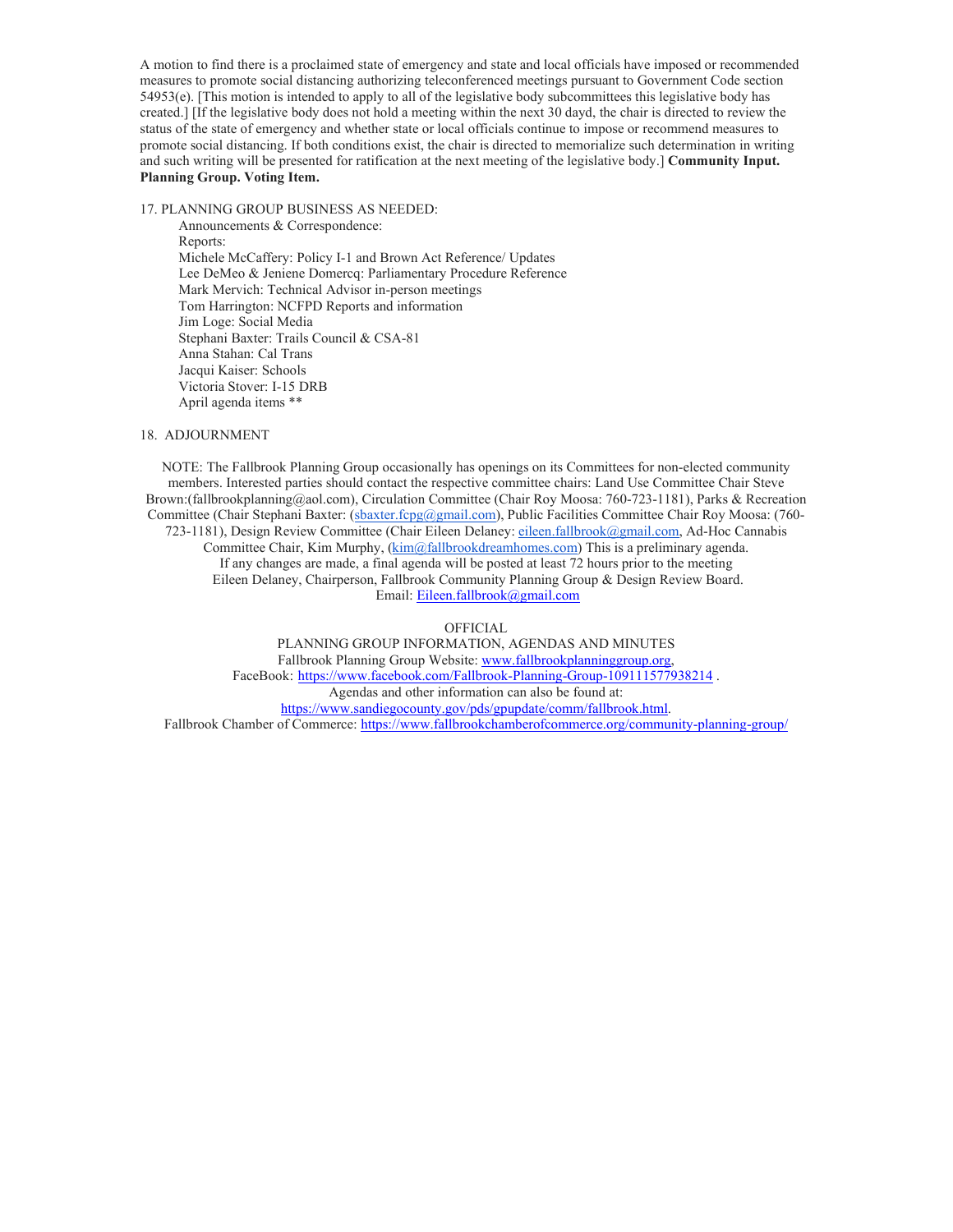A motion to find there is a proclaimed state of emergency and state and local officials have imposed or recommended measures to promote social distancing authorizing teleconferenced meetings pursuant to Government Code section 54953(e). [This motion is intended to apply to all of the legislative body subcommittees this legislative body has created.] [If the legislative body does not hold a meeting within the next 30 dayd, the chair is directed to review the status of the state of emergency and whether state or local officials continue to impose or recommend measures to promote social distancing. If both conditions exist, the chair is directed to memorialize such determination in writing and such writing will be presented for ratification at the next meeting of the legislative body.] **Community Input. Planning Group. Voting Item.**

17. PLANNING GROUP BUSINESS AS NEEDED:

Announcements & Correspondence:
Reports:
Michele McCaffery: Policy I-1 and Brown Act Reference/ Updates
Lee DeMeo & Jeniene Domercq: Parliamentary Procedure Reference
Mark Mervich: Technical Advisor in-person meetings
Tom Harrington: NCFPD Reports and information
Jim Loge: Social Media
Stephani Baxter: Trails Council & CSA-81
Anna Stahan: Cal Trans
Jacqui Kaiser: Schools
Victoria Stover: I-15 DRB
April agenda items **

18. ADJOURNMENT

NOTE: The Fallbrook Planning Group occasionally has openings on its Committees for non-elected community members. Interested parties should contact the respective committee chairs: Land Use Committee Chair Steve Brown:(fallbrookplanning@aol.com), Circulation Committee (Chair Roy Moosa: 760-723-1181), Parks & Recreation Committee (Chair Stephani Baxter: (sbaxter.fcpg@gmail.com), Public Facilities Committee Chair Roy Moosa: (760-723-1181), Design Review Committee (Chair Eileen Delaney: eileen.fallbrook@gmail.com, Ad-Hoc Cannabis Committee Chair, Kim Murphy, (kim@fallbrookdreamhomes.com) This is a preliminary agenda.
If any changes are made, a final agenda will be posted at least 72 hours prior to the meeting
Eileen Delaney, Chairperson, Fallbrook Community Planning Group & Design Review Board.
Email: Eileen.fallbrook@gmail.com

OFFICIAL
PLANNING GROUP INFORMATION, AGENDAS AND MINUTES
Fallbrook Planning Group Website: www.fallbrookplanninggroup.org,
FaceBook: https://www.facebook.com/Fallbrook-Planning-Group-109111577938214 .
Agendas and other information can also be found at:
https://www.sandiegocounty.gov/pds/gpupdate/comm/fallbrook.html.
Fallbrook Chamber of Commerce: https://www.fallbrookchamberofcommerce.org/community-planning-group/